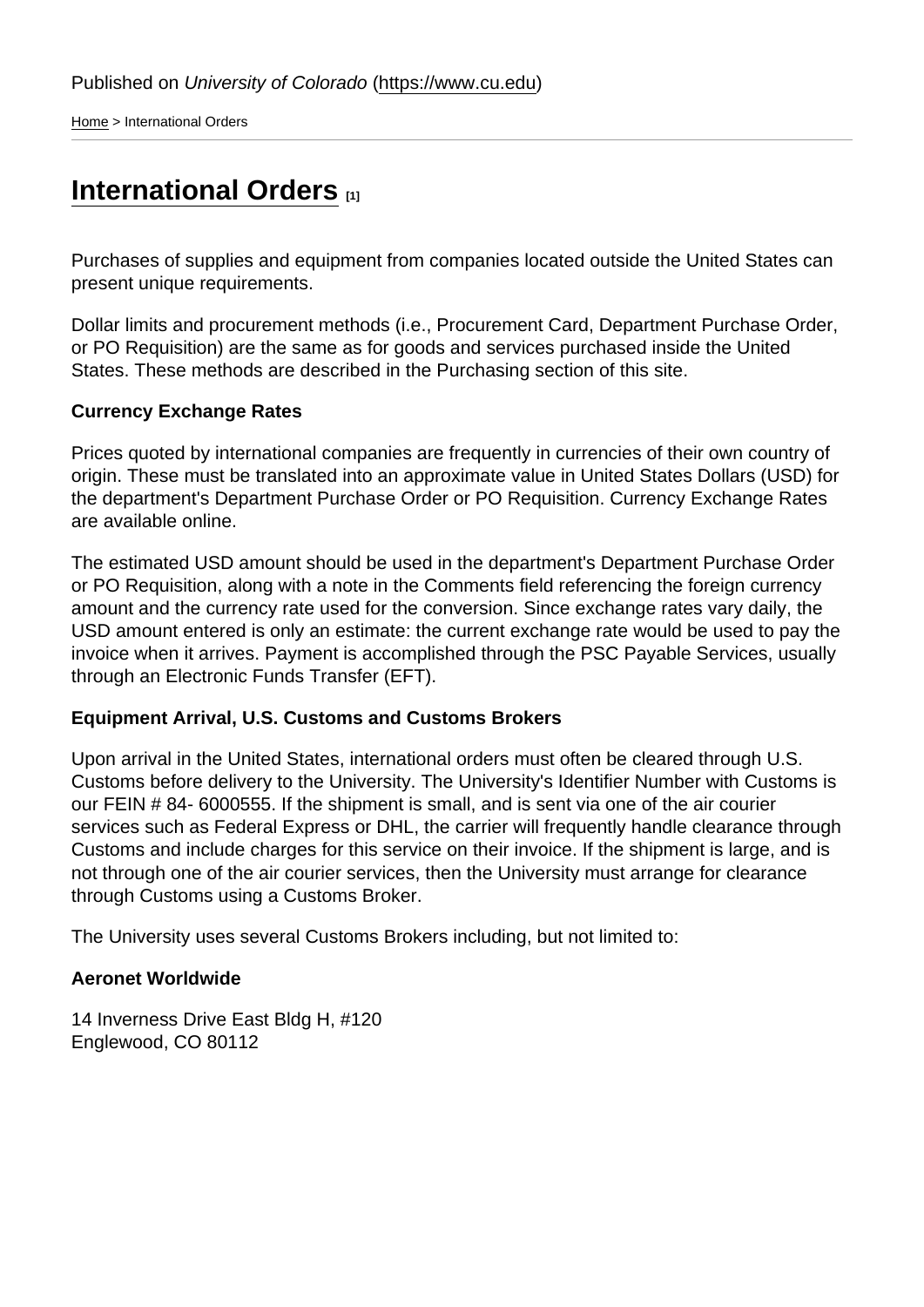Published on *University of Colorado* (https://www.cu.edu)

Home > International Orders

# International Orders [1]

Purchases of supplies and equipment from companies located outside the United States can present unique requirements.

Dollar limits and procurement methods (i.e., Procurement Card, Department Purchase Order, or PO Requisition) are the same as for goods and services purchased inside the United States. These methods are described in the Purchasing section of this site.

**Currency Exchange Rates**

Prices quoted by international companies are frequently in currencies of their own country of origin. These must be translated into an approximate value in United States Dollars (USD) for the department's Department Purchase Order or PO Requisition. Currency Exchange Rates are available online.

The estimated USD amount should be used in the department's Department Purchase Order or PO Requisition, along with a note in the Comments field referencing the foreign currency amount and the currency rate used for the conversion. Since exchange rates vary daily, the USD amount entered is only an estimate: the current exchange rate would be used to pay the invoice when it arrives. Payment is accomplished through the PSC Payable Services, usually through an Electronic Funds Transfer (EFT).

**Equipment Arrival, U.S. Customs and Customs Brokers**

Upon arrival in the United States, international orders must often be cleared through U.S. Customs before delivery to the University. The University's Identifier Number with Customs is our FEIN # 84- 6000555. If the shipment is small, and is sent via one of the air courier services such as Federal Express or DHL, the carrier will frequently handle clearance through Customs and include charges for this service on their invoice. If the shipment is large, and is not through one of the air courier services, then the University must arrange for clearance through Customs using a Customs Broker.

The University uses several Customs Brokers including, but not limited to:

**Aeronet Worldwide**

14 Inverness Drive East Bldg H, #120
Englewood, CO 80112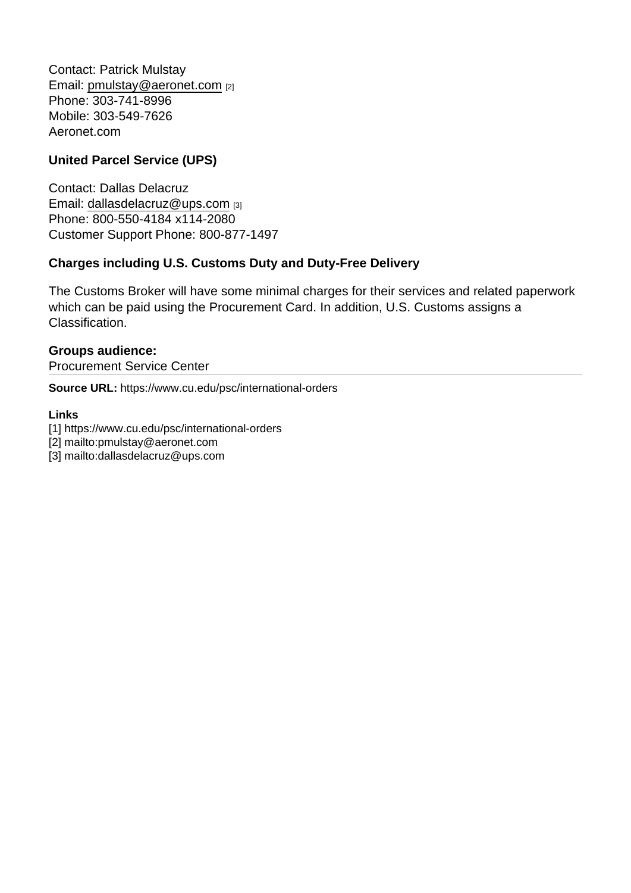Contact: Patrick Mulstay
Email: pmulstay@aeronet.com [2]
Phone: 303-741-8996
Mobile: 303-549-7626
Aeronet.com

**United Parcel Service (UPS)**

Contact: Dallas Delacruz
Email: dallasdelacruz@ups.com [3]
Phone: 800-550-4184 x114-2080
Customer Support Phone: 800-877-1497

**Charges including U.S. Customs Duty and Duty-Free Delivery**

The Customs Broker will have some minimal charges for their services and related paperwork which can be paid using the Procurement Card. In addition, U.S. Customs assigns a Classification.

**Groups audience:**
Procurement Service Center

**Source URL:** https://www.cu.edu/psc/international-orders

**Links**
[1] https://www.cu.edu/psc/international-orders
[2] mailto:pmulstay@aeronet.com
[3] mailto:dallasdelacruz@ups.com